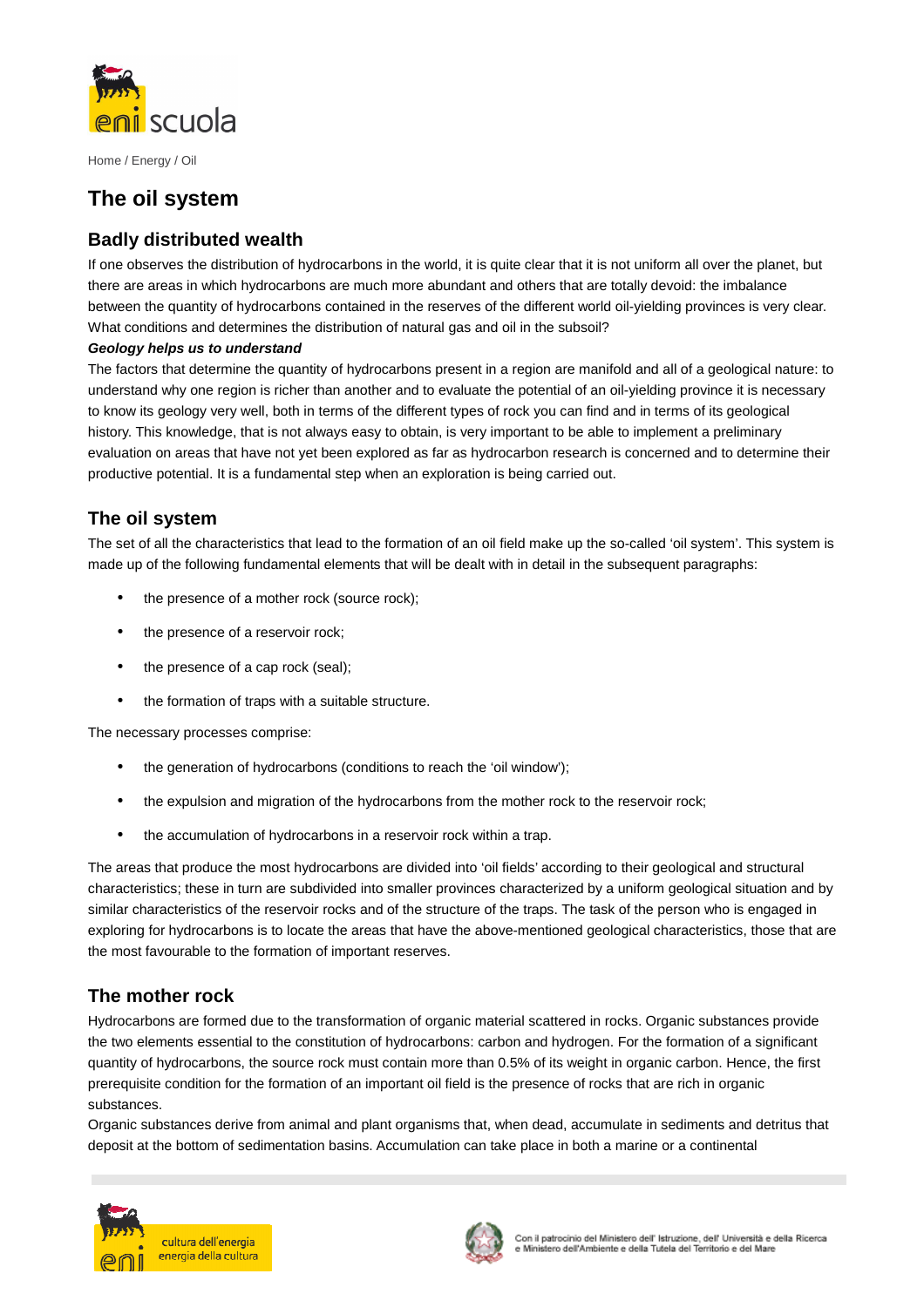Home / Energy / Oil

# The oil system

## Badly distributed wealth

If one observes the distribution of hydrocarbons in the world, it is quite clear that it is not uniform all over the planet, but there are areas in which hydrocarbons are much more abundant and others that are totally devoid: the imbalance between the quantity of hydrocarbons contained in the reserves of the different world oil-yielding provinces is very clear. What conditions and determines the distribution of natural gas and oil in the subsoil?

***Geology helps us to understand***

The factors that determine the quantity of hydrocarbons present in a region are manifold and all of a geological nature: to understand why one region is richer than another and to evaluate the potential of an oil-yielding province it is necessary to know its geology very well, both in terms of the different types of rock you can find and in terms of its geological history. This knowledge, that is not always easy to obtain, is very important to be able to implement a preliminary evaluation on areas that have not yet been explored as far as hydrocarbon research is concerned and to determine their productive potential. It is a fundamental step when an exploration is being carried out.

## The oil system

The set of all the characteristics that lead to the formation of an oil field make up the so-called 'oil system'. This system is made up of the following fundamental elements that will be dealt with in detail in the subsequent paragraphs:

- the presence of a mother rock (source rock);
- the presence of a reservoir rock;
- the presence of a cap rock (seal);
- the formation of traps with a suitable structure.

The necessary processes comprise:

- the generation of hydrocarbons (conditions to reach the 'oil window');
- the expulsion and migration of the hydrocarbons from the mother rock to the reservoir rock;
- the accumulation of hydrocarbons in a reservoir rock within a trap.

The areas that produce the most hydrocarbons are divided into 'oil fields' according to their geological and structural characteristics; these in turn are subdivided into smaller provinces characterized by a uniform geological situation and by similar characteristics of the reservoir rocks and of the structure of the traps. The task of the person who is engaged in exploring for hydrocarbons is to locate the areas that have the above-mentioned geological characteristics, those that are the most favourable to the formation of important reserves.

## The mother rock

Hydrocarbons are formed due to the transformation of organic material scattered in rocks. Organic substances provide the two elements essential to the constitution of hydrocarbons: carbon and hydrogen. For the formation of a significant quantity of hydrocarbons, the source rock must contain more than 0.5% of its weight in organic carbon. Hence, the first prerequisite condition for the formation of an important oil field is the presence of rocks that are rich in organic substances.

Organic substances derive from animal and plant organisms that, when dead, accumulate in sediments and detritus that deposit at the bottom of sedimentation basins. Accumulation can take place in both a marine or a continental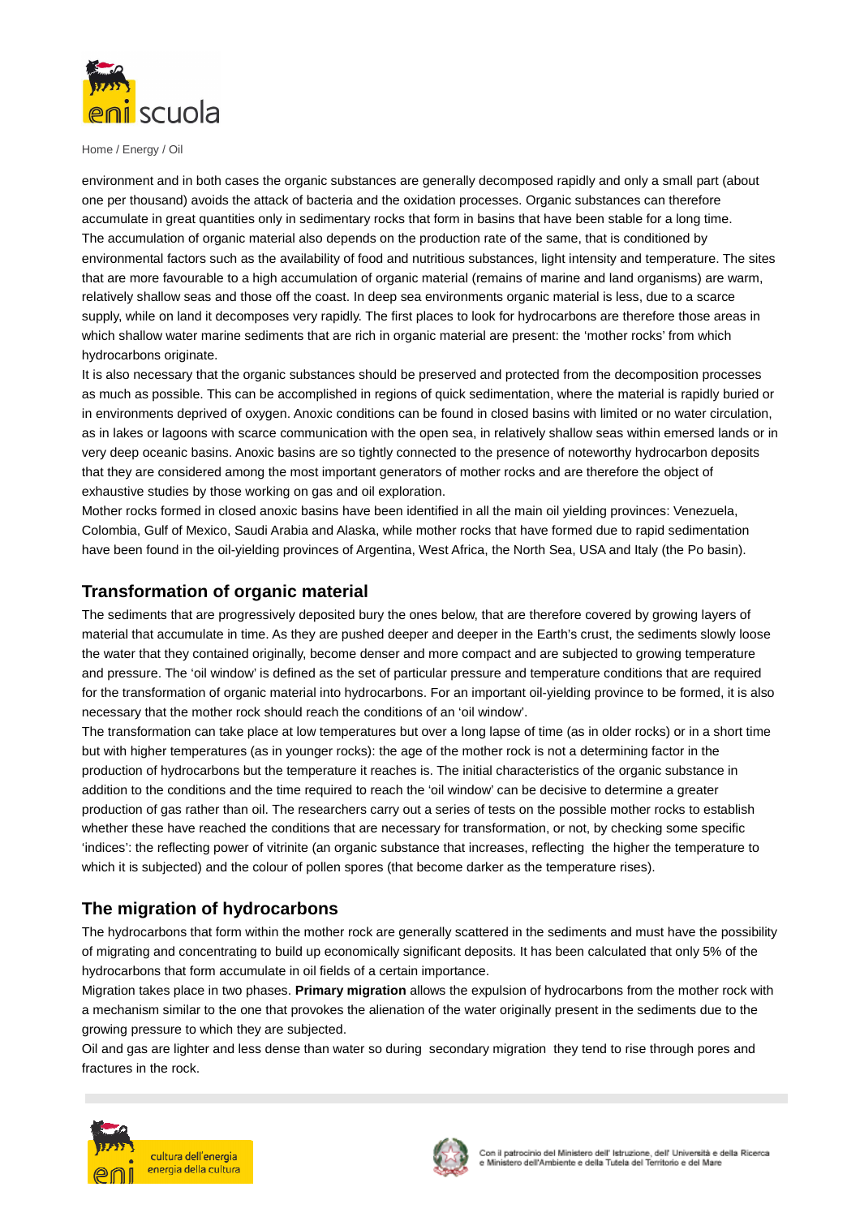environment and in both cases the organic substances are generally decomposed rapidly and only a small part (about one per thousand) avoids the attack of bacteria and the oxidation processes. Organic substances can therefore accumulate in great quantities only in sedimentary rocks that form in basins that have been stable for a long time.
The accumulation of organic material also depends on the production rate of the same, that is conditioned by environmental factors such as the availability of food and nutritious substances, light intensity and temperature. The sites that are more favourable to a high accumulation of organic material (remains of marine and land organisms) are warm, relatively shallow seas and those off the coast. In deep sea environments organic material is less, due to a scarce supply, while on land it decomposes very rapidly. The first places to look for hydrocarbons are therefore those areas in which shallow water marine sediments that are rich in organic material are present: the 'mother rocks' from which hydrocarbons originate.
It is also necessary that the organic substances should be preserved and protected from the decomposition processes as much as possible. This can be accomplished in regions of quick sedimentation, where the material is rapidly buried or in environments deprived of oxygen. Anoxic conditions can be found in closed basins with limited or no water circulation, as in lakes or lagoons with scarce communication with the open sea, in relatively shallow seas within emersed lands or in very deep oceanic basins. Anoxic basins are so tightly connected to the presence of noteworthy hydrocarbon deposits that they are considered among the most important generators of mother rocks and are therefore the object of exhaustive studies by those working on gas and oil exploration.
Mother rocks formed in closed anoxic basins have been identified in all the main oil yielding provinces: Venezuela, Colombia, Gulf of Mexico, Saudi Arabia and Alaska, while mother rocks that have formed due to rapid sedimentation have been found in the oil-yielding provinces of Argentina, West Africa, the North Sea, USA and Italy (the Po basin).

## Transformation of organic material

The sediments that are progressively deposited bury the ones below, that are therefore covered by growing layers of material that accumulate in time. As they are pushed deeper and deeper in the Earth's crust, the sediments slowly loose the water that they contained originally, become denser and more compact and are subjected to growing temperature and pressure. The 'oil window' is defined as the set of particular pressure and temperature conditions that are required for the transformation of organic material into hydrocarbons. For an important oil-yielding province to be formed, it is also necessary that the mother rock should reach the conditions of an 'oil window'.
The transformation can take place at low temperatures but over a long lapse of time (as in older rocks) or in a short time but with higher temperatures (as in younger rocks): the age of the mother rock is not a determining factor in the production of hydrocarbons but the temperature it reaches is. The initial characteristics of the organic substance in addition to the conditions and the time required to reach the 'oil window' can be decisive to determine a greater production of gas rather than oil. The researchers carry out a series of tests on the possible mother rocks to establish whether these have reached the conditions that are necessary for transformation, or not, by checking some specific 'indices': the reflecting power of vitrinite (an organic substance that increases, reflecting the higher the temperature to which it is subjected) and the colour of pollen spores (that become darker as the temperature rises).

## The migration of hydrocarbons

The hydrocarbons that form within the mother rock are generally scattered in the sediments and must have the possibility of migrating and concentrating to build up economically significant deposits. It has been calculated that only 5% of the hydrocarbons that form accumulate in oil fields of a certain importance.
Migration takes place in two phases. **Primary migration** allows the expulsion of hydrocarbons from the mother rock with a mechanism similar to the one that provokes the alienation of the water originally present in the sediments due to the growing pressure to which they are subjected.
Oil and gas are lighter and less dense than water so during secondary migration they tend to rise through pores and fractures in the rock.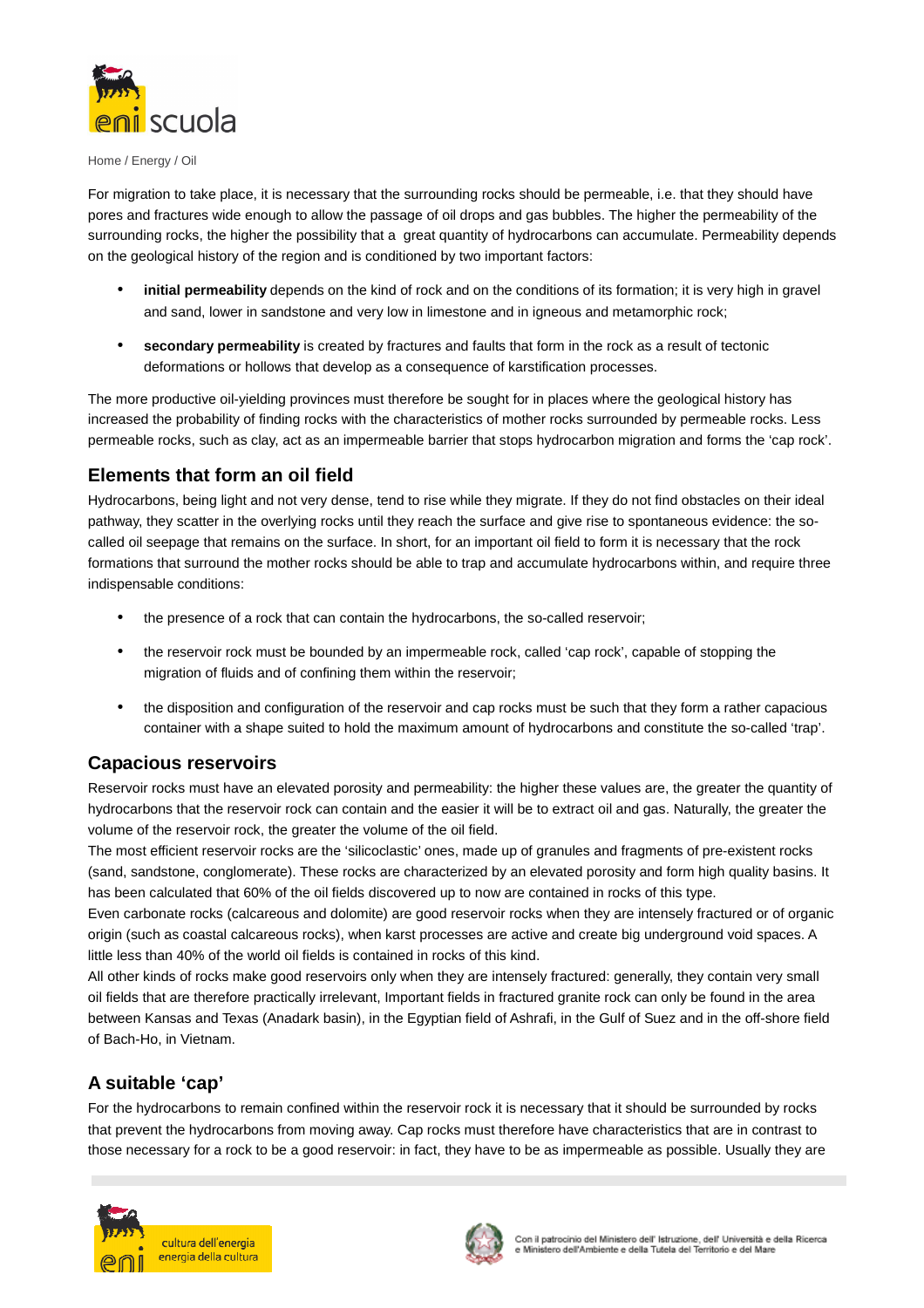For migration to take place, it is necessary that the surrounding rocks should be permeable, i.e. that they should have pores and fractures wide enough to allow the passage of oil drops and gas bubbles. The higher the permeability of the surrounding rocks, the higher the possibility that a great quantity of hydrocarbons can accumulate. Permeability depends on the geological history of the region and is conditioned by two important factors:

- **initial permeability** depends on the kind of rock and on the conditions of its formation; it is very high in gravel and sand, lower in sandstone and very low in limestone and in igneous and metamorphic rock;
- **secondary permeability** is created by fractures and faults that form in the rock as a result of tectonic deformations or hollows that develop as a consequence of karstification processes.

The more productive oil-yielding provinces must therefore be sought for in places where the geological history has increased the probability of finding rocks with the characteristics of mother rocks surrounded by permeable rocks. Less permeable rocks, such as clay, act as an impermeable barrier that stops hydrocarbon migration and forms the 'cap rock'.

## Elements that form an oil field

Hydrocarbons, being light and not very dense, tend to rise while they migrate. If they do not find obstacles on their ideal pathway, they scatter in the overlying rocks until they reach the surface and give rise to spontaneous evidence: the so-called oil seepage that remains on the surface. In short, for an important oil field to form it is necessary that the rock formations that surround the mother rocks should be able to trap and accumulate hydrocarbons within, and require three indispensable conditions:

- the presence of a rock that can contain the hydrocarbons, the so-called reservoir;
- the reservoir rock must be bounded by an impermeable rock, called 'cap rock', capable of stopping the migration of fluids and of confining them within the reservoir;
- the disposition and configuration of the reservoir and cap rocks must be such that they form a rather capacious container with a shape suited to hold the maximum amount of hydrocarbons and constitute the so-called 'trap'.

## Capacious reservoirs

Reservoir rocks must have an elevated porosity and permeability: the higher these values are, the greater the quantity of hydrocarbons that the reservoir rock can contain and the easier it will be to extract oil and gas. Naturally, the greater the volume of the reservoir rock, the greater the volume of the oil field.

The most efficient reservoir rocks are the 'silicoclastic' ones, made up of granules and fragments of pre-existent rocks (sand, sandstone, conglomerate). These rocks are characterized by an elevated porosity and form high quality basins. It has been calculated that 60% of the oil fields discovered up to now are contained in rocks of this type.

Even carbonate rocks (calcareous and dolomite) are good reservoir rocks when they are intensely fractured or of organic origin (such as coastal calcareous rocks), when karst processes are active and create big underground void spaces. A little less than 40% of the world oil fields is contained in rocks of this kind.

All other kinds of rocks make good reservoirs only when they are intensely fractured: generally, they contain very small oil fields that are therefore practically irrelevant, Important fields in fractured granite rock can only be found in the area between Kansas and Texas (Anadark basin), in the Egyptian field of Ashrafi, in the Gulf of Suez and in the off-shore field of Bach-Ho, in Vietnam.

## A suitable 'cap'

For the hydrocarbons to remain confined within the reservoir rock it is necessary that it should be surrounded by rocks that prevent the hydrocarbons from moving away. Cap rocks must therefore have characteristics that are in contrast to those necessary for a rock to be a good reservoir: in fact, they have to be as impermeable as possible. Usually they are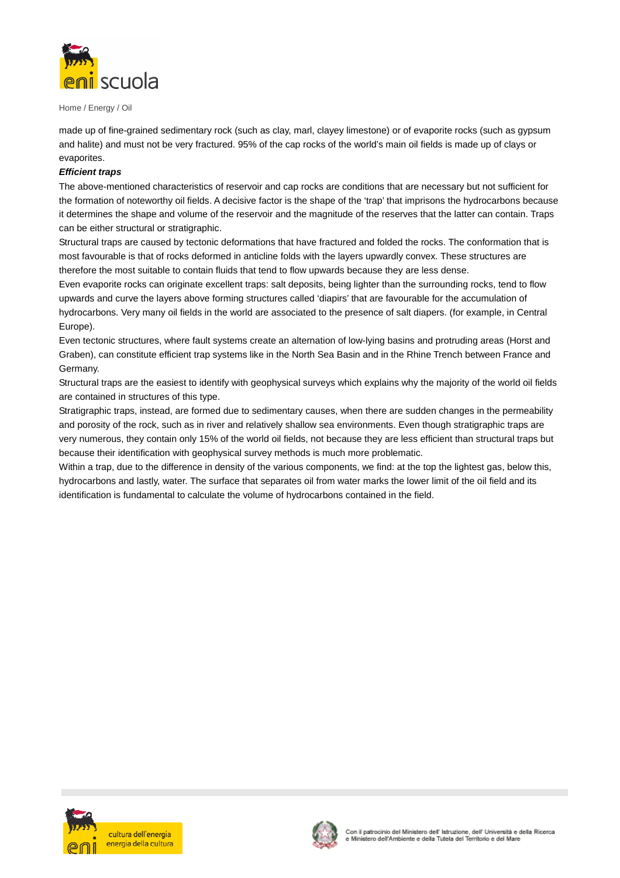made up of fine-grained sedimentary rock (such as clay, marl, clayey limestone) or of evaporite rocks (such as gypsum and halite) and must not be very fractured. 95% of the cap rocks of the world's main oil fields is made up of clays or evaporites.

***Efficient traps***

The above-mentioned characteristics of reservoir and cap rocks are conditions that are necessary but not sufficient for the formation of noteworthy oil fields. A decisive factor is the shape of the 'trap' that imprisons the hydrocarbons because it determines the shape and volume of the reservoir and the magnitude of the reserves that the latter can contain. Traps can be either structural or stratigraphic.

Structural traps are caused by tectonic deformations that have fractured and folded the rocks. The conformation that is most favourable is that of rocks deformed in anticline folds with the layers upwardly convex. These structures are therefore the most suitable to contain fluids that tend to flow upwards because they are less dense.

Even evaporite rocks can originate excellent traps: salt deposits, being lighter than the surrounding rocks, tend to flow upwards and curve the layers above forming structures called 'diapirs' that are favourable for the accumulation of hydrocarbons. Very many oil fields in the world are associated to the presence of salt diapers. (for example, in Central Europe).

Even tectonic structures, where fault systems create an alternation of low-lying basins and protruding areas (Horst and Graben), can constitute efficient trap systems like in the North Sea Basin and in the Rhine Trench between France and Germany.

Structural traps are the easiest to identify with geophysical surveys which explains why the majority of the world oil fields are contained in structures of this type.

Stratigraphic traps, instead, are formed due to sedimentary causes, when there are sudden changes in the permeability and porosity of the rock, such as in river and relatively shallow sea environments. Even though stratigraphic traps are very numerous, they contain only 15% of the world oil fields, not because they are less efficient than structural traps but because their identification with geophysical survey methods is much more problematic.

Within a trap, due to the difference in density of the various components, we find: at the top the lightest gas, below this, hydrocarbons and lastly, water. The surface that separates oil from water marks the lower limit of the oil field and its identification is fundamental to calculate the volume of hydrocarbons contained in the field.